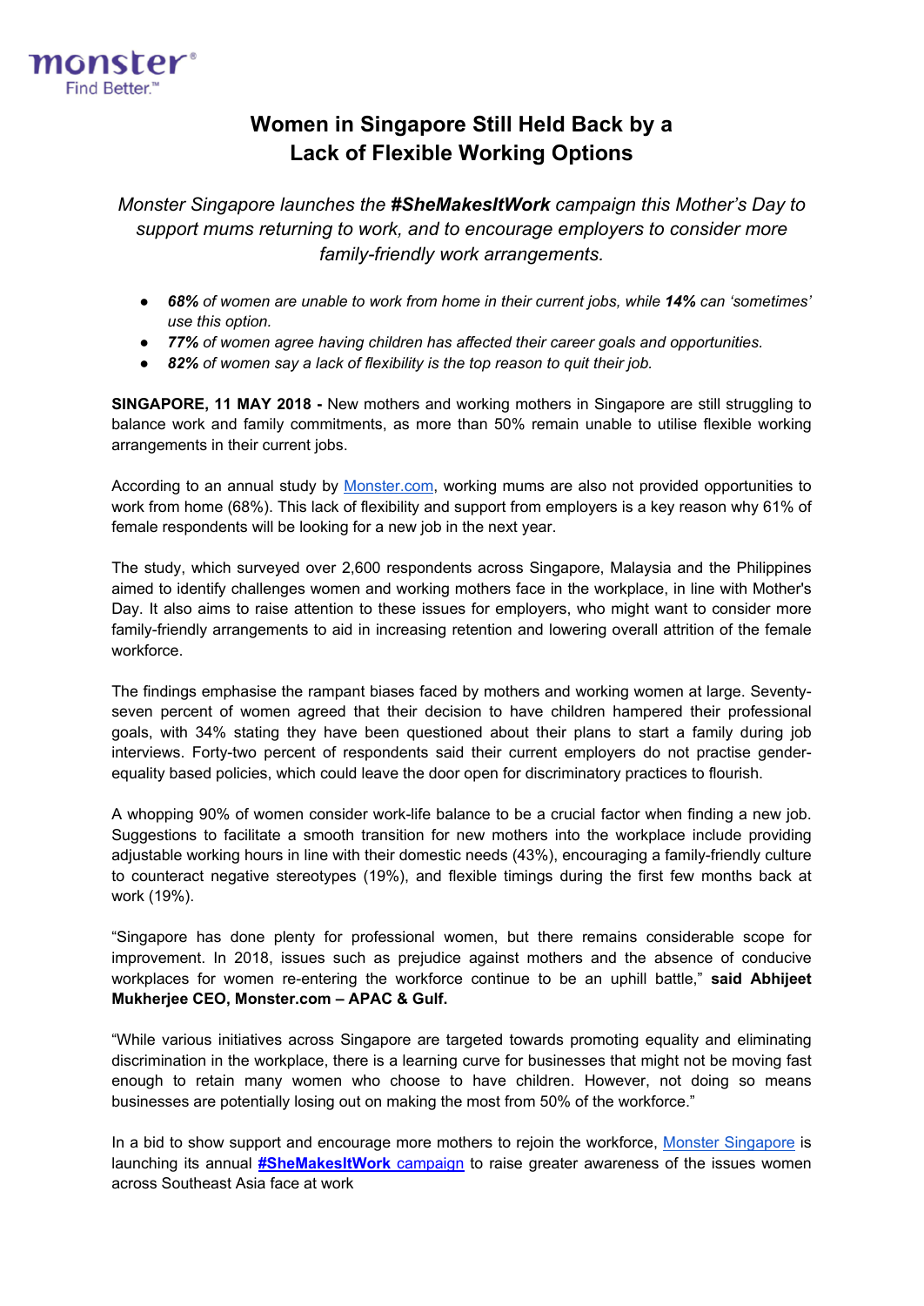monster®
Find Better.™

# Women in Singapore Still Held Back by a Lack of Flexible Working Options

*Monster Singapore launches the **#SheMakesItWork** campaign this Mother's Day to support mums returning to work, and to encourage employers to consider more family-friendly work arrangements.*

- ***68%** of women are unable to work from home in their current jobs, while **14%** can 'sometimes' use this option.*
- ***77%** of women agree having children has affected their career goals and opportunities.*
- ***82%** of women say a lack of flexibility is the top reason to quit their job.*

**SINGAPORE, 11 MAY 2018 -** New mothers and working mothers in Singapore are still struggling to balance work and family commitments, as more than 50% remain unable to utilise flexible working arrangements in their current jobs.

According to an annual study by Monster.com, working mums are also not provided opportunities to work from home (68%). This lack of flexibility and support from employers is a key reason why 61% of female respondents will be looking for a new job in the next year.

The study, which surveyed over 2,600 respondents across Singapore, Malaysia and the Philippines aimed to identify challenges women and working mothers face in the workplace, in line with Mother's Day. It also aims to raise attention to these issues for employers, who might want to consider more family-friendly arrangements to aid in increasing retention and lowering overall attrition of the female workforce.

The findings emphasise the rampant biases faced by mothers and working women at large. Seventy-seven percent of women agreed that their decision to have children hampered their professional goals, with 34% stating they have been questioned about their plans to start a family during job interviews. Forty-two percent of respondents said their current employers do not practise gender-equality based policies, which could leave the door open for discriminatory practices to flourish.

A whopping 90% of women consider work-life balance to be a crucial factor when finding a new job. Suggestions to facilitate a smooth transition for new mothers into the workplace include providing adjustable working hours in line with their domestic needs (43%), encouraging a family-friendly culture to counteract negative stereotypes (19%), and flexible timings during the first few months back at work (19%).

"Singapore has done plenty for professional women, but there remains considerable scope for improvement. In 2018, issues such as prejudice against mothers and the absence of conducive workplaces for women re-entering the workforce continue to be an uphill battle," **said Abhijeet Mukherjee CEO, Monster.com – APAC & Gulf.**

"While various initiatives across Singapore are targeted towards promoting equality and eliminating discrimination in the workplace, there is a learning curve for businesses that might not be moving fast enough to retain many women who choose to have children. However, not doing so means businesses are potentially losing out on making the most from 50% of the workforce."

In a bid to show support and encourage more mothers to rejoin the workforce, Monster Singapore is launching its annual **#SheMakesItWork** campaign to raise greater awareness of the issues women across Southeast Asia face at work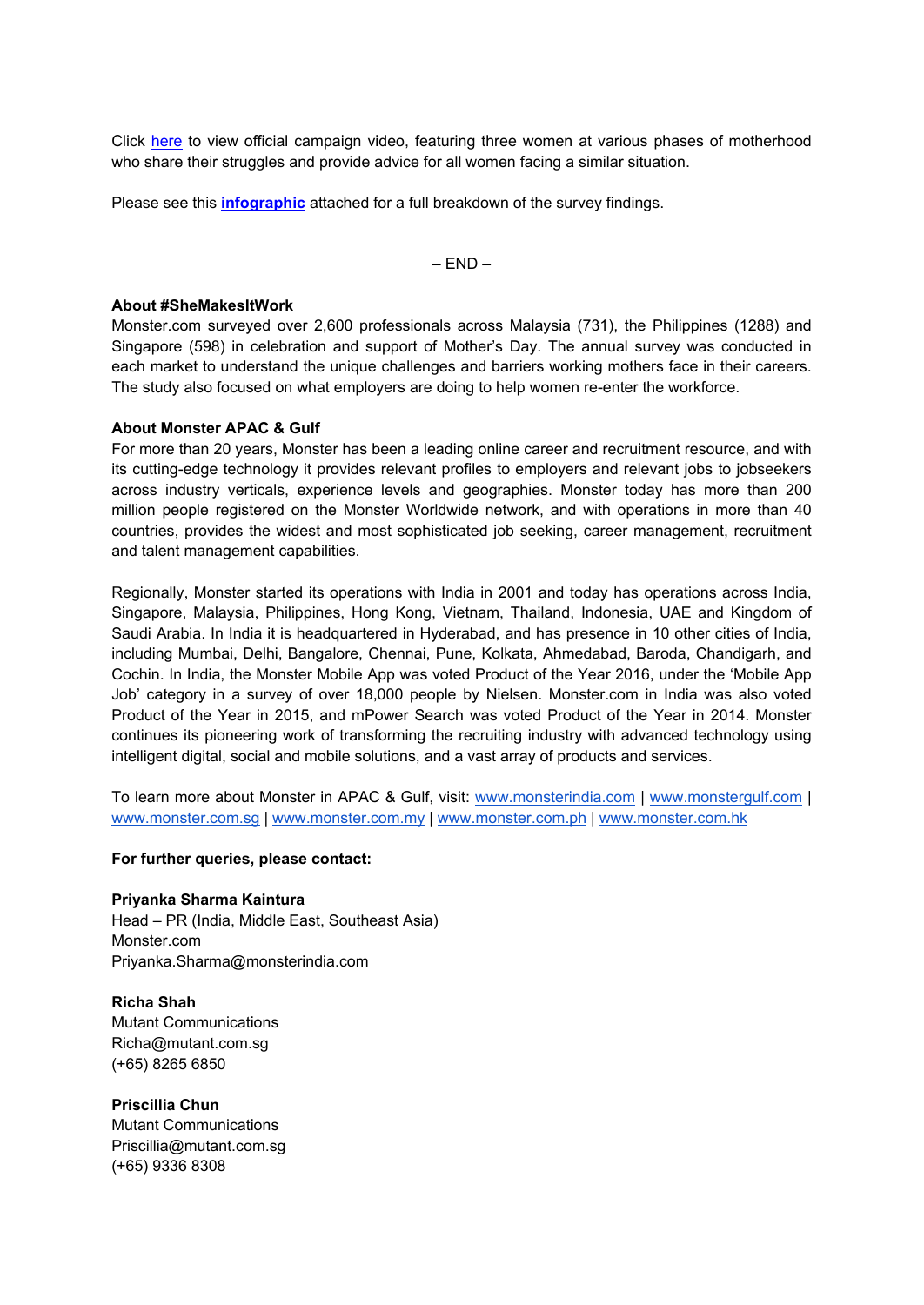Click here to view official campaign video, featuring three women at various phases of motherhood who share their struggles and provide advice for all women facing a similar situation.

Please see this **infographic** attached for a full breakdown of the survey findings.

– END –

**About #SheMakesItWork**
Monster.com surveyed over 2,600 professionals across Malaysia (731), the Philippines (1288) and Singapore (598) in celebration and support of Mother's Day. The annual survey was conducted in each market to understand the unique challenges and barriers working mothers face in their careers. The study also focused on what employers are doing to help women re-enter the workforce.

**About Monster APAC & Gulf**
For more than 20 years, Monster has been a leading online career and recruitment resource, and with its cutting-edge technology it provides relevant profiles to employers and relevant jobs to jobseekers across industry verticals, experience levels and geographies. Monster today has more than 200 million people registered on the Monster Worldwide network, and with operations in more than 40 countries, provides the widest and most sophisticated job seeking, career management, recruitment and talent management capabilities.

Regionally, Monster started its operations with India in 2001 and today has operations across India, Singapore, Malaysia, Philippines, Hong Kong, Vietnam, Thailand, Indonesia, UAE and Kingdom of Saudi Arabia. In India it is headquartered in Hyderabad, and has presence in 10 other cities of India, including Mumbai, Delhi, Bangalore, Chennai, Pune, Kolkata, Ahmedabad, Baroda, Chandigarh, and Cochin. In India, the Monster Mobile App was voted Product of the Year 2016, under the 'Mobile App Job' category in a survey of over 18,000 people by Nielsen. Monster.com in India was also voted Product of the Year in 2015, and mPower Search was voted Product of the Year in 2014. Monster continues its pioneering work of transforming the recruiting industry with advanced technology using intelligent digital, social and mobile solutions, and a vast array of products and services.

To learn more about Monster in APAC & Gulf, visit: www.monsterindia.com | www.monstergulf.com | www.monster.com.sg | www.monster.com.my | www.monster.com.ph | www.monster.com.hk

**For further queries, please contact:**

**Priyanka Sharma Kaintura**
Head – PR (India, Middle East, Southeast Asia)
Monster.com
Priyanka.Sharma@monsterindia.com

**Richa Shah**
Mutant Communications
Richa@mutant.com.sg
(+65) 8265 6850

**Priscillia Chun**
Mutant Communications
Priscillia@mutant.com.sg
(+65) 9336 8308